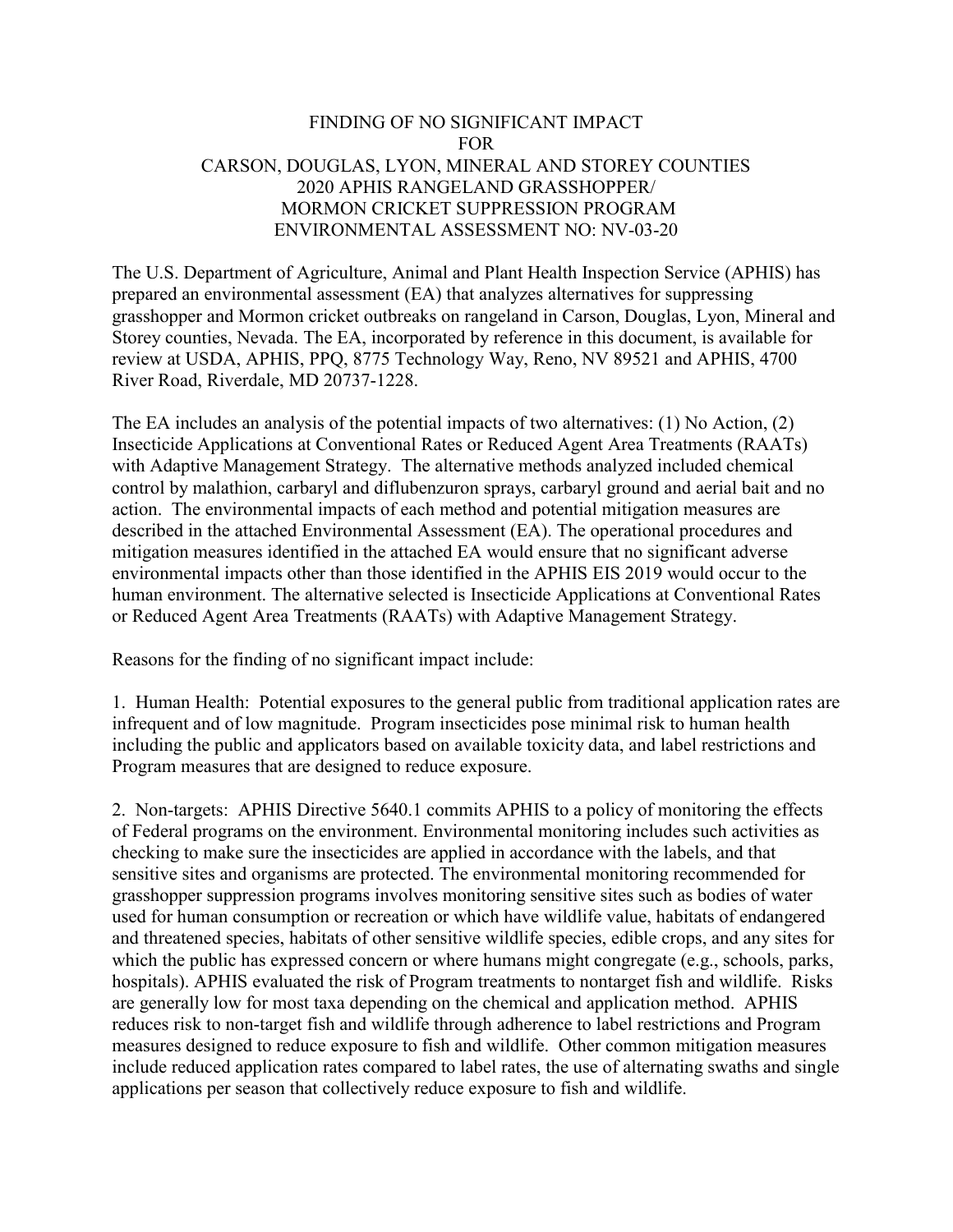# FINDING OF NO SIGNIFICANT IMPACT
# FOR
# CARSON, DOUGLAS, LYON, MINERAL AND STOREY COUNTIES
# 2020 APHIS RANGELAND GRASSHOPPER/ MORMON CRICKET SUPPRESSION PROGRAM
# ENVIRONMENTAL ASSESSMENT NO: NV-03-20

The U.S. Department of Agriculture, Animal and Plant Health Inspection Service (APHIS) has prepared an environmental assessment (EA) that analyzes alternatives for suppressing grasshopper and Mormon cricket outbreaks on rangeland in Carson, Douglas, Lyon, Mineral and Storey counties, Nevada. The EA, incorporated by reference in this document, is available for review at USDA, APHIS, PPQ, 8775 Technology Way, Reno, NV 89521 and APHIS, 4700 River Road, Riverdale, MD 20737-1228.

The EA includes an analysis of the potential impacts of two alternatives: (1) No Action, (2) Insecticide Applications at Conventional Rates or Reduced Agent Area Treatments (RAATs) with Adaptive Management Strategy. The alternative methods analyzed included chemical control by malathion, carbaryl and diflubenzuron sprays, carbaryl ground and aerial bait and no action. The environmental impacts of each method and potential mitigation measures are described in the attached Environmental Assessment (EA). The operational procedures and mitigation measures identified in the attached EA would ensure that no significant adverse environmental impacts other than those identified in the APHIS EIS 2019 would occur to the human environment. The alternative selected is Insecticide Applications at Conventional Rates or Reduced Agent Area Treatments (RAATs) with Adaptive Management Strategy.

Reasons for the finding of no significant impact include:

1. Human Health: Potential exposures to the general public from traditional application rates are infrequent and of low magnitude. Program insecticides pose minimal risk to human health including the public and applicators based on available toxicity data, and label restrictions and Program measures that are designed to reduce exposure.

2. Non-targets: APHIS Directive 5640.1 commits APHIS to a policy of monitoring the effects of Federal programs on the environment. Environmental monitoring includes such activities as checking to make sure the insecticides are applied in accordance with the labels, and that sensitive sites and organisms are protected. The environmental monitoring recommended for grasshopper suppression programs involves monitoring sensitive sites such as bodies of water used for human consumption or recreation or which have wildlife value, habitats of endangered and threatened species, habitats of other sensitive wildlife species, edible crops, and any sites for which the public has expressed concern or where humans might congregate (e.g., schools, parks, hospitals). APHIS evaluated the risk of Program treatments to nontarget fish and wildlife. Risks are generally low for most taxa depending on the chemical and application method. APHIS reduces risk to non-target fish and wildlife through adherence to label restrictions and Program measures designed to reduce exposure to fish and wildlife. Other common mitigation measures include reduced application rates compared to label rates, the use of alternating swaths and single applications per season that collectively reduce exposure to fish and wildlife.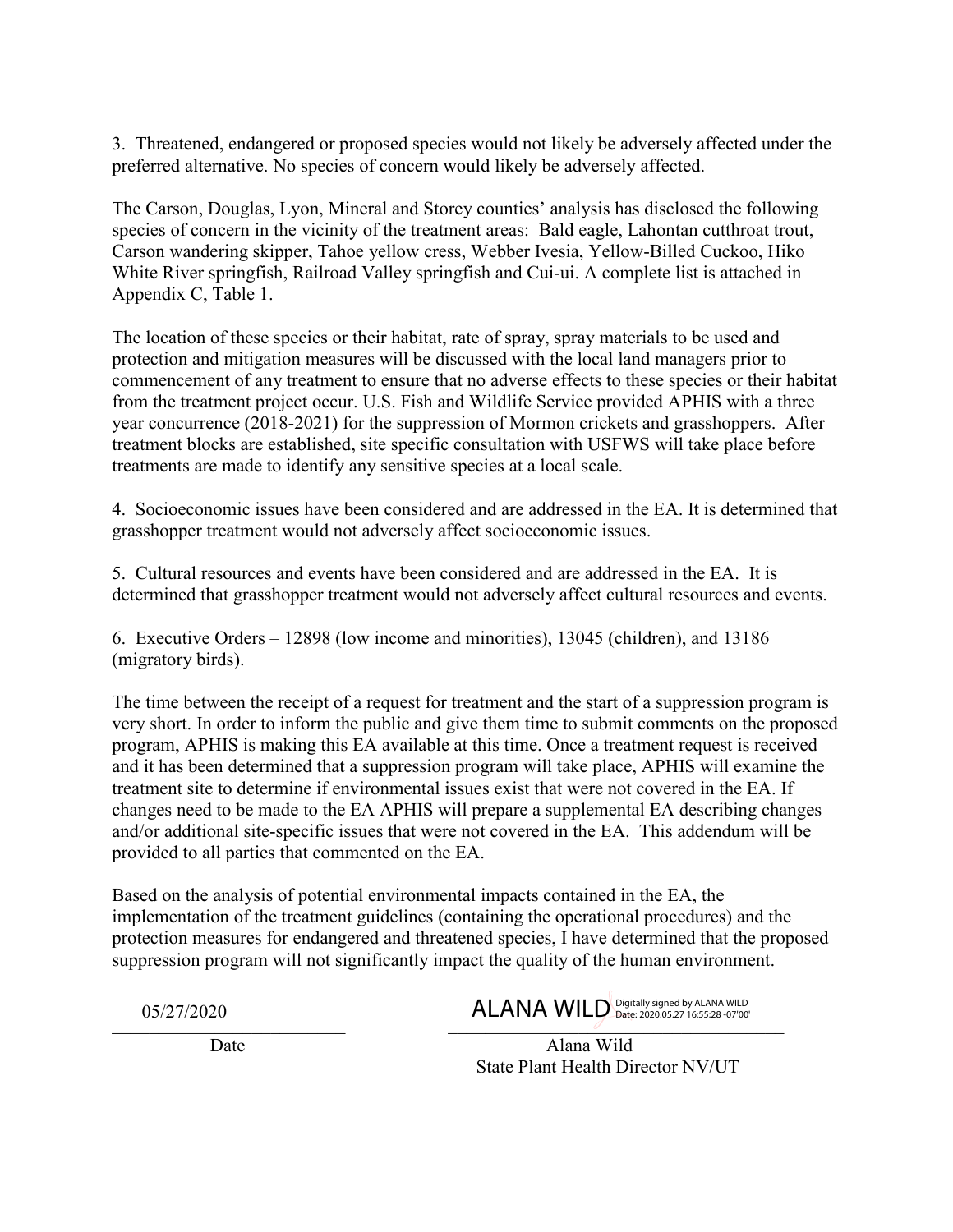3. Threatened, endangered or proposed species would not likely be adversely affected under the preferred alternative. No species of concern would likely be adversely affected.

The Carson, Douglas, Lyon, Mineral and Storey counties' analysis has disclosed the following species of concern in the vicinity of the treatment areas: Bald eagle, Lahontan cutthroat trout, Carson wandering skipper, Tahoe yellow cress, Webber Ivesia, Yellow-Billed Cuckoo, Hiko White River springfish, Railroad Valley springfish and Cui-ui. A complete list is attached in Appendix C, Table 1.

The location of these species or their habitat, rate of spray, spray materials to be used and protection and mitigation measures will be discussed with the local land managers prior to commencement of any treatment to ensure that no adverse effects to these species or their habitat from the treatment project occur. U.S. Fish and Wildlife Service provided APHIS with a three year concurrence (2018-2021) for the suppression of Mormon crickets and grasshoppers. After treatment blocks are established, site specific consultation with USFWS will take place before treatments are made to identify any sensitive species at a local scale.

4. Socioeconomic issues have been considered and are addressed in the EA. It is determined that grasshopper treatment would not adversely affect socioeconomic issues.

5. Cultural resources and events have been considered and are addressed in the EA. It is determined that grasshopper treatment would not adversely affect cultural resources and events.

6. Executive Orders – 12898 (low income and minorities), 13045 (children), and 13186 (migratory birds).

The time between the receipt of a request for treatment and the start of a suppression program is very short. In order to inform the public and give them time to submit comments on the proposed program, APHIS is making this EA available at this time. Once a treatment request is received and it has been determined that a suppression program will take place, APHIS will examine the treatment site to determine if environmental issues exist that were not covered in the EA. If changes need to be made to the EA APHIS will prepare a supplemental EA describing changes and/or additional site-specific issues that were not covered in the EA. This addendum will be provided to all parties that commented on the EA.

Based on the analysis of potential environmental impacts contained in the EA, the implementation of the treatment guidelines (containing the operational procedures) and the protection measures for endangered and threatened species, I have determined that the proposed suppression program will not significantly impact the quality of the human environment.

05/27/2020
Date

ALANA WILD Digitally signed by ALANA WILD Date: 2020.05.27 16:55:28 -07'00'

Alana Wild
State Plant Health Director NV/UT